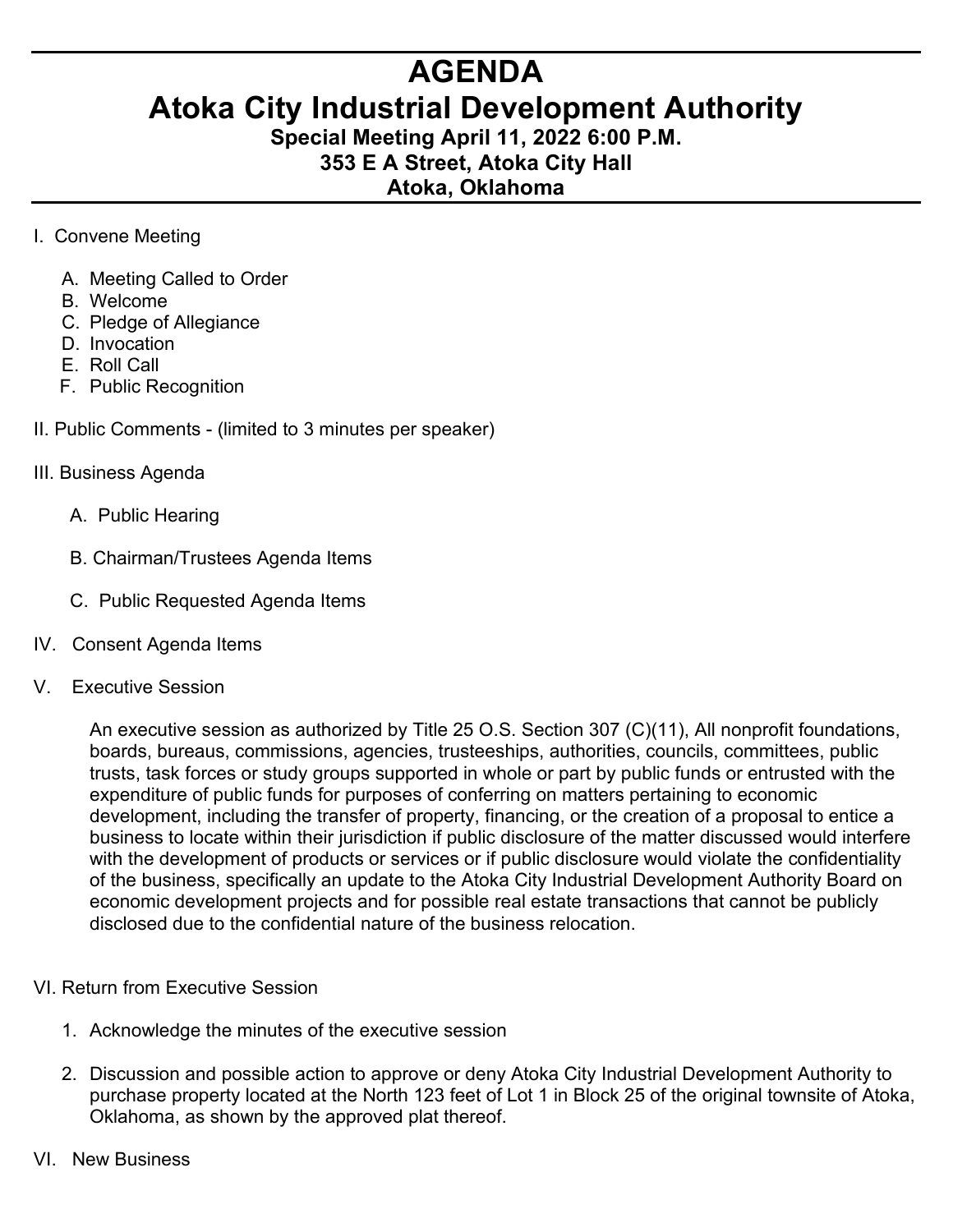# AGENDA

# Atoka City Industrial Development Authority

**Special Meeting April 11, 2022 6:00 P.M.**
**353 E A Street, Atoka City Hall**
**Atoka, Oklahoma**

I. Convene Meeting

A. Meeting Called to Order
B. Welcome
C. Pledge of Allegiance
D. Invocation
E. Roll Call
F. Public Recognition

II. Public Comments - (limited to 3 minutes per speaker)

III. Business Agenda

A. Public Hearing

B. Chairman/Trustees Agenda Items

C. Public Requested Agenda Items

IV. Consent Agenda Items

V. Executive Session

An executive session as authorized by Title 25 O.S. Section 307 (C)(11), All nonprofit foundations, boards, bureaus, commissions, agencies, trusteeships, authorities, councils, committees, public trusts, task forces or study groups supported in whole or part by public funds or entrusted with the expenditure of public funds for purposes of conferring on matters pertaining to economic development, including the transfer of property, financing, or the creation of a proposal to entice a business to locate within their jurisdiction if public disclosure of the matter discussed would interfere with the development of products or services or if public disclosure would violate the confidentiality of the business, specifically an update to the Atoka City Industrial Development Authority Board on economic development projects and for possible real estate transactions that cannot be publicly disclosed due to the confidential nature of the business relocation.

VI. Return from Executive Session

1. Acknowledge the minutes of the executive session

2. Discussion and possible action to approve or deny Atoka City Industrial Development Authority to purchase property located at the North 123 feet of Lot 1 in Block 25 of the original townsite of Atoka, Oklahoma, as shown by the approved plat thereof.

VI. New Business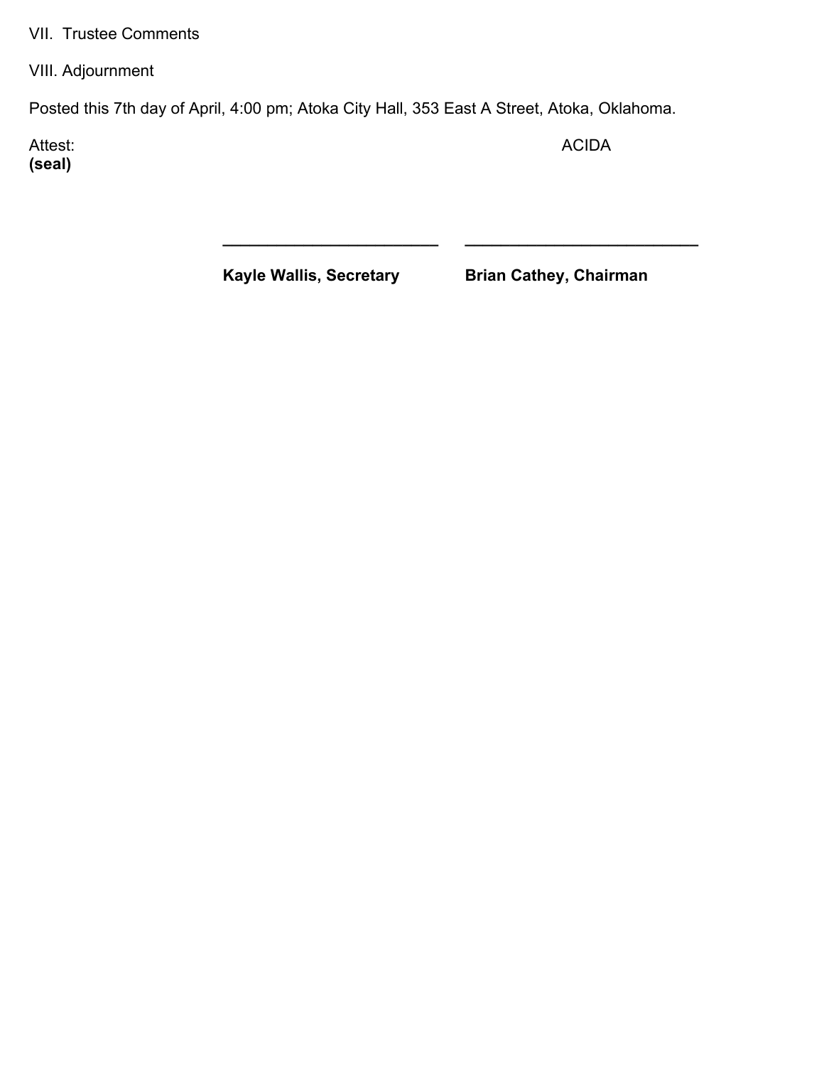VII. Trustee Comments

VIII. Adjournment

Posted this 7th day of April, 4:00 pm; Atoka City Hall, 353 East A Street, Atoka, Oklahoma.

Attest: ACIDA
**(seal)**

\_\_\_\_\_\_\_\_\_\_\_\_\_\_\_\_\_\_\_\_\_\_\_\_\_\_ \_\_\_\_\_\_\_\_\_\_\_\_\_\_\_\_\_\_\_\_\_\_\_\_\_\_\_\_

**Kayle Wallis, Secretary** **Brian Cathey, Chairman**